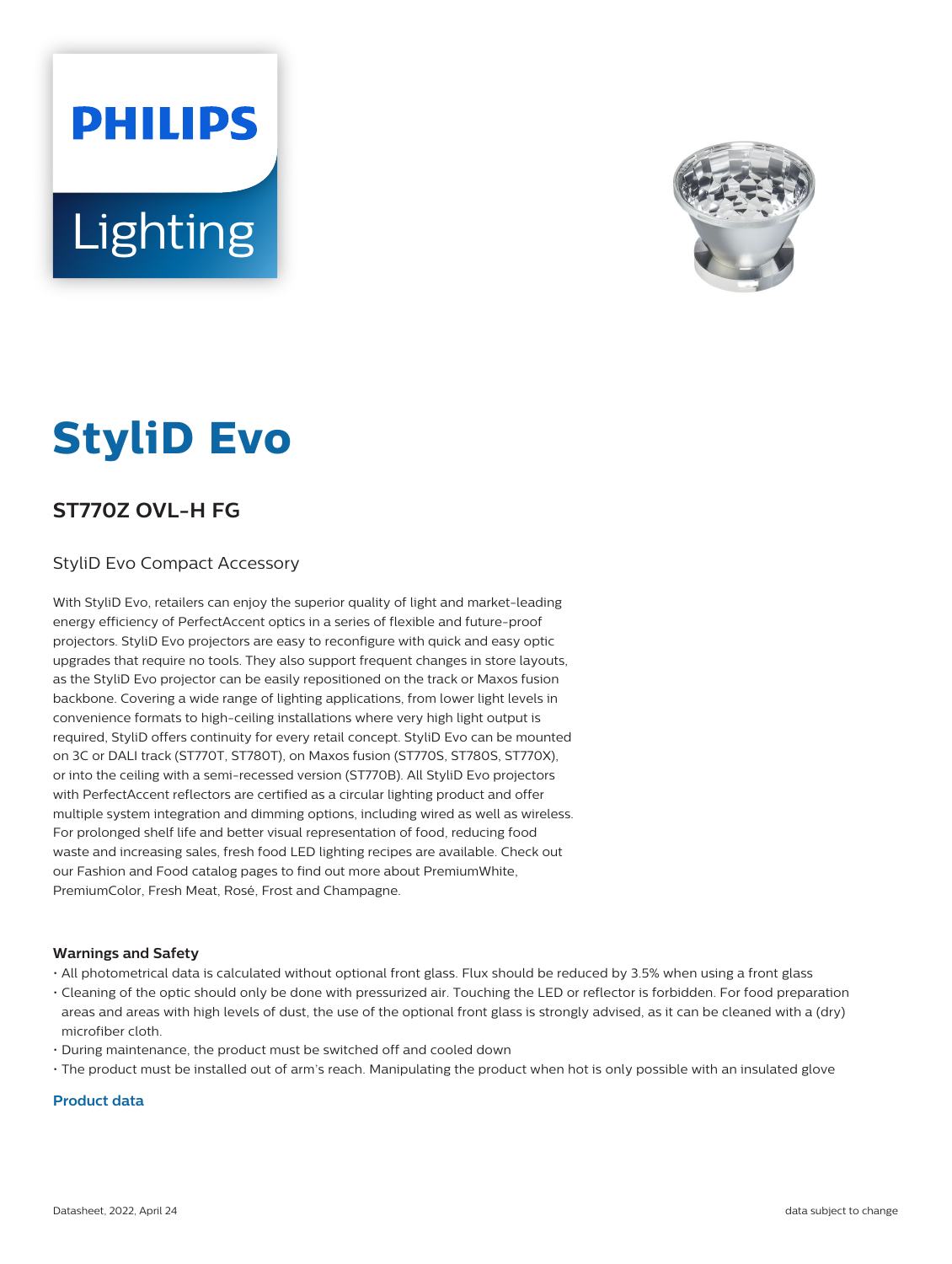PHILIPS

Lighting

# StyliD Evo

## ST770Z OVL-H FG

StyliD Evo Compact Accessory

With StyliD Evo, retailers can enjoy the superior quality of light and market-leading energy efficiency of PerfectAccent optics in a series of flexible and future-proof projectors. StyliD Evo projectors are easy to reconfigure with quick and easy optic upgrades that require no tools. They also support frequent changes in store layouts, as the StyliD Evo projector can be easily repositioned on the track or Maxos fusion backbone. Covering a wide range of lighting applications, from lower light levels in convenience formats to high-ceiling installations where very high light output is required, StyliD offers continuity for every retail concept. StyliD Evo can be mounted on 3C or DALI track (ST770T, ST780T), on Maxos fusion (ST770S, ST780S, ST770X), or into the ceiling with a semi-recessed version (ST770B). All StyliD Evo projectors with PerfectAccent reflectors are certified as a circular lighting product and offer multiple system integration and dimming options, including wired as well as wireless. For prolonged shelf life and better visual representation of food, reducing food waste and increasing sales, fresh food LED lighting recipes are available. Check out our Fashion and Food catalog pages to find out more about PremiumWhite, PremiumColor, Fresh Meat, Rosé, Frost and Champagne.

#### Warnings and Safety

- All photometrical data is calculated without optional front glass. Flux should be reduced by 3.5% when using a front glass
- Cleaning of the optic should only be done with pressurized air. Touching the LED or reflector is forbidden. For food preparation areas and areas with high levels of dust, the use of the optional front glass is strongly advised, as it can be cleaned with a (dry) microfiber cloth.
- During maintenance, the product must be switched off and cooled down
- The product must be installed out of arm's reach. Manipulating the product when hot is only possible with an insulated glove

#### Product data

Datasheet, 2022, April 24

data subject to change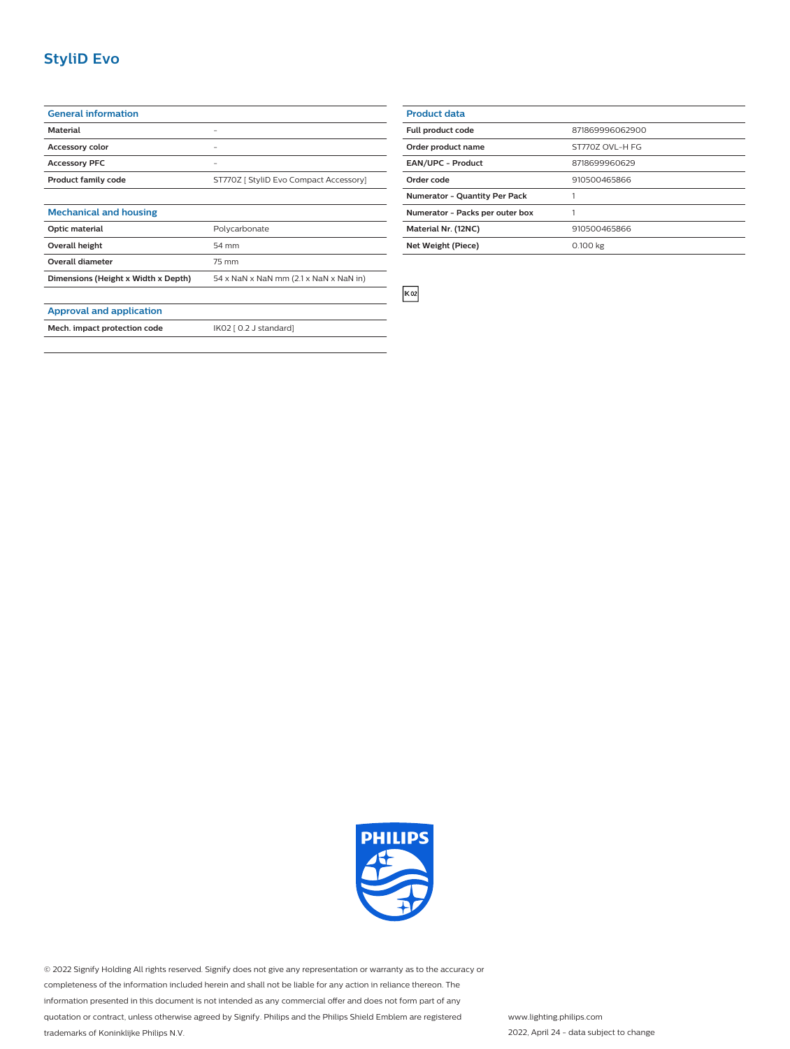# StyliD Evo

| General information | |
| --- | --- |
| Material | - |
| Accessory color | - |
| Accessory PFC | - |
| Product family code | ST770Z [ StyliD Evo Compact Accessory] |

| Mechanical and housing | |
| --- | --- |
| Optic material | Polycarbonate |
| Overall height | 54 mm |
| Overall diameter | 75 mm |
| Dimensions (Height x Width x Depth) | 54 x NaN x NaN mm (2.1 x NaN x NaN in) |

| Approval and application | |
| --- | --- |
| Mech. impact protection code | IK02 [ 0.2 J standard] |

| Product data | |
| --- | --- |
| Full product code | 871869996062900 |
| Order product name | ST770Z OVL-H FG |
| EAN/UPC - Product | 8718699960629 |
| Order code | 910500465866 |
| Numerator - Quantity Per Pack | 1 |
| Numerator - Packs per outer box | 1 |
| Material Nr. (12NC) | 910500465866 |
| Net Weight (Piece) | 0.100 kg |

IK 02

PHILIPS

© 2022 Signify Holding All rights reserved. Signify does not give any representation or warranty as to the accuracy or completeness of the information included herein and shall not be liable for any action in reliance thereon. The information presented in this document is not intended as any commercial offer and does not form part of any quotation or contract, unless otherwise agreed by Signify. Philips and the Philips Shield Emblem are registered trademarks of Koninklijke Philips N.V.

www.lighting.philips.com

2022, April 24 - data subject to change